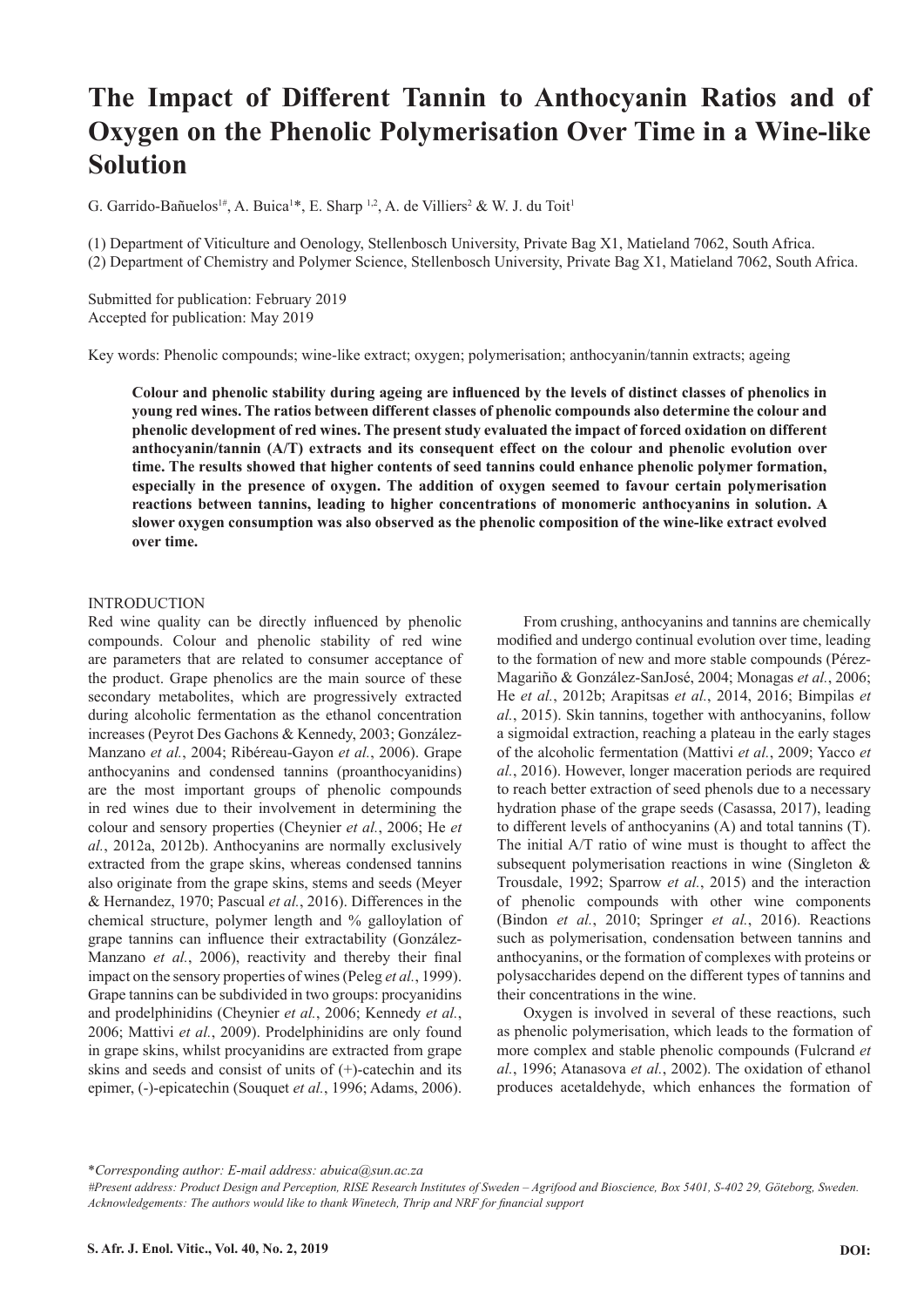# The Impact of Different Tannin to Anthocyanin Ratios and of Oxygen on the Phenolic Polymerisation Over Time in a Wine-like Solution

G. Garrido-Bañuelos[1#], A. Buica[1]*, E. Sharp [1,2], A. de Villiers[2] & W. J. du Toit[1]

(1) Department of Viticulture and Oenology, Stellenbosch University, Private Bag X1, Matieland 7062, South Africa.
(2) Department of Chemistry and Polymer Science, Stellenbosch University, Private Bag X1, Matieland 7062, South Africa.

Submitted for publication: February 2019
Accepted for publication: May 2019

Key words: Phenolic compounds; wine-like extract; oxygen; polymerisation; anthocyanin/tannin extracts; ageing

**Colour and phenolic stability during ageing are influenced by the levels of distinct classes of phenolics in young red wines. The ratios between different classes of phenolic compounds also determine the colour and phenolic development of red wines. The present study evaluated the impact of forced oxidation on different anthocyanin/tannin (A/T) extracts and its consequent effect on the colour and phenolic evolution over time. The results showed that higher contents of seed tannins could enhance phenolic polymer formation, especially in the presence of oxygen. The addition of oxygen seemed to favour certain polymerisation reactions between tannins, leading to higher concentrations of monomeric anthocyanins in solution. A slower oxygen consumption was also observed as the phenolic composition of the wine-like extract evolved over time.**

## INTRODUCTION

Red wine quality can be directly influenced by phenolic compounds. Colour and phenolic stability of red wine are parameters that are related to consumer acceptance of the product. Grape phenolics are the main source of these secondary metabolites, which are progressively extracted during alcoholic fermentation as the ethanol concentration increases (Peyrot Des Gachons & Kennedy, 2003; González-Manzano *et al.*, 2004; Ribéreau-Gayon *et al.*, 2006). Grape anthocyanins and condensed tannins (proanthocyanidins) are the most important groups of phenolic compounds in red wines due to their involvement in determining the colour and sensory properties (Cheynier *et al.*, 2006; He *et al.*, 2012a, 2012b). Anthocyanins are normally exclusively extracted from the grape skins, whereas condensed tannins also originate from the grape skins, stems and seeds (Meyer & Hernandez, 1970; Pascual *et al.*, 2016). Differences in the chemical structure, polymer length and % galloylation of grape tannins can influence their extractability (González-Manzano *et al.*, 2006), reactivity and thereby their final impact on the sensory properties of wines (Peleg *et al.*, 1999). Grape tannins can be subdivided in two groups: procyanidins and prodelphinidins (Cheynier *et al.*, 2006; Kennedy *et al.*, 2006; Mattivi *et al.*, 2009). Prodelphinidins are only found in grape skins, whilst procyanidins are extracted from grape skins and seeds and consist of units of (+)-catechin and its epimer, (-)-epicatechin (Souquet *et al.*, 1996; Adams, 2006).

From crushing, anthocyanins and tannins are chemically modified and undergo continual evolution over time, leading to the formation of new and more stable compounds (Pérez-Magariño & González-SanJosé, 2004; Monagas *et al.*, 2006; He *et al.*, 2012b; Arapitsas *et al.*, 2014, 2016; Bimpilas *et al.*, 2015). Skin tannins, together with anthocyanins, follow a sigmoidal extraction, reaching a plateau in the early stages of the alcoholic fermentation (Mattivi *et al.*, 2009; Yacco *et al.*, 2016). However, longer maceration periods are required to reach better extraction of seed phenols due to a necessary hydration phase of the grape seeds (Casassa, 2017), leading to different levels of anthocyanins (A) and total tannins (T). The initial A/T ratio of wine must is thought to affect the subsequent polymerisation reactions in wine (Singleton & Trousdale, 1992; Sparrow *et al.*, 2015) and the interaction of phenolic compounds with other wine components (Bindon *et al.*, 2010; Springer *et al.*, 2016). Reactions such as polymerisation, condensation between tannins and anthocyanins, or the formation of complexes with proteins or polysaccharides depend on the different types of tannins and their concentrations in the wine.

Oxygen is involved in several of these reactions, such as phenolic polymerisation, which leads to the formation of more complex and stable phenolic compounds (Fulcrand *et al.*, 1996; Atanasova *et al.*, 2002). The oxidation of ethanol produces acetaldehyde, which enhances the formation of

*Corresponding author: E-mail address: abuica@sun.ac.za
#Present address: Product Design and Perception, RISE Research Institutes of Sweden – Agrifood and Bioscience, Box 5401, S-402 29, Göteborg, Sweden.
Acknowledgements: The authors would like to thank Winetech, Thrip and NRF for financial support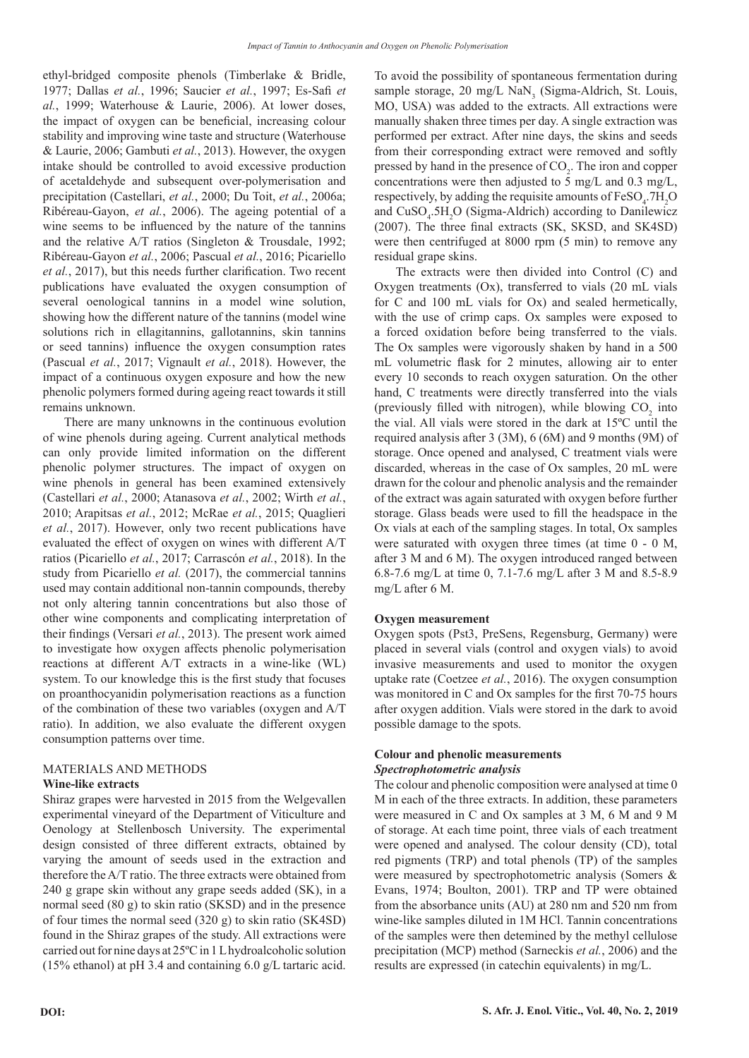ethyl-bridged composite phenols (Timberlake & Bridle, 1977; Dallas *et al.*, 1996; Saucier *et al.*, 1997; Es-Safi *et al.*, 1999; Waterhouse & Laurie, 2006). At lower doses, the impact of oxygen can be beneficial, increasing colour stability and improving wine taste and structure (Waterhouse & Laurie, 2006; Gambuti *et al.*, 2013). However, the oxygen intake should be controlled to avoid excessive production of acetaldehyde and subsequent over-polymerisation and precipitation (Castellari, *et al.*, 2000; Du Toit, *et al.*, 2006a; Ribéreau-Gayon, *et al.*, 2006). The ageing potential of a wine seems to be influenced by the nature of the tannins and the relative A/T ratios (Singleton & Trousdale, 1992; Ribéreau-Gayon *et al.*, 2006; Pascual *et al.*, 2016; Picariello *et al.*, 2017), but this needs further clarification. Two recent publications have evaluated the oxygen consumption of several oenological tannins in a model wine solution, showing how the different nature of the tannins (model wine solutions rich in ellagitannins, gallotannins, skin tannins or seed tannins) influence the oxygen consumption rates (Pascual *et al.*, 2017; Vignault *et al.*, 2018). However, the impact of a continuous oxygen exposure and how the new phenolic polymers formed during ageing react towards it still remains unknown.

There are many unknowns in the continuous evolution of wine phenols during ageing. Current analytical methods can only provide limited information on the different phenolic polymer structures. The impact of oxygen on wine phenols in general has been examined extensively (Castellari *et al.*, 2000; Atanasova *et al.*, 2002; Wirth *et al.*, 2010; Arapitsas *et al.*, 2012; McRae *et al.*, 2015; Quaglieri *et al.*, 2017). However, only two recent publications have evaluated the effect of oxygen on wines with different A/T ratios (Picariello *et al.*, 2017; Carrascón *et al.*, 2018). In the study from Picariello *et al.* (2017), the commercial tannins used may contain additional non-tannin compounds, thereby not only altering tannin concentrations but also those of other wine components and complicating interpretation of their findings (Versari *et al.*, 2013). The present work aimed to investigate how oxygen affects phenolic polymerisation reactions at different A/T extracts in a wine-like (WL) system. To our knowledge this is the first study that focuses on proanthocyanidin polymerisation reactions as a function of the combination of these two variables (oxygen and A/T ratio). In addition, we also evaluate the different oxygen consumption patterns over time.

## MATERIALS AND METHODS

### Wine-like extracts

Shiraz grapes were harvested in 2015 from the Welgevallen experimental vineyard of the Department of Viticulture and Oenology at Stellenbosch University. The experimental design consisted of three different extracts, obtained by varying the amount of seeds used in the extraction and therefore the A/T ratio. The three extracts were obtained from 240 g grape skin without any grape seeds added (SK), in a normal seed (80 g) to skin ratio (SKSD) and in the presence of four times the normal seed (320 g) to skin ratio (SK4SD) found in the Shiraz grapes of the study. All extractions were carried out for nine days at 25ºC in 1 L hydroalcoholic solution (15% ethanol) at pH 3.4 and containing 6.0 g/L tartaric acid. To avoid the possibility of spontaneous fermentation during sample storage, 20 mg/L $NaN_3$ (Sigma-Aldrich, St. Louis, MO, USA) was added to the extracts. All extractions were manually shaken three times per day. A single extraction was performed per extract. After nine days, the skins and seeds from their corresponding extract were removed and softly pressed by hand in the presence of $CO_2$. The iron and copper concentrations were then adjusted to 5 mg/L and 0.3 mg/L, respectively, by adding the requisite amounts of $FeSO_4.7H_2O$ and $CuSO_4.5H_2O$ (Sigma-Aldrich) according to Danilewicz (2007). The three final extracts (SK, SKSD, and SK4SD) were then centrifuged at 8000 rpm (5 min) to remove any residual grape skins.

The extracts were then divided into Control (C) and Oxygen treatments (Ox), transferred to vials (20 mL vials for C and 100 mL vials for Ox) and sealed hermetically, with the use of crimp caps. Ox samples were exposed to a forced oxidation before being transferred to the vials. The Ox samples were vigorously shaken by hand in a 500 mL volumetric flask for 2 minutes, allowing air to enter every 10 seconds to reach oxygen saturation. On the other hand, C treatments were directly transferred into the vials (previously filled with nitrogen), while blowing $CO_2$ into the vial. All vials were stored in the dark at 15ºC until the required analysis after 3 (3M), 6 (6M) and 9 months (9M) of storage. Once opened and analysed, C treatment vials were discarded, whereas in the case of Ox samples, 20 mL were drawn for the colour and phenolic analysis and the remainder of the extract was again saturated with oxygen before further storage. Glass beads were used to fill the headspace in the Ox vials at each of the sampling stages. In total, Ox samples were saturated with oxygen three times (at time 0 - 0 M, after 3 M and 6 M). The oxygen introduced ranged between 6.8-7.6 mg/L at time 0, 7.1-7.6 mg/L after 3 M and 8.5-8.9 mg/L after 6 M.

### Oxygen measurement

Oxygen spots (Pst3, PreSens, Regensburg, Germany) were placed in several vials (control and oxygen vials) to avoid invasive measurements and used to monitor the oxygen uptake rate (Coetzee *et al.*, 2016). The oxygen consumption was monitored in C and Ox samples for the first 70-75 hours after oxygen addition. Vials were stored in the dark to avoid possible damage to the spots.

### Colour and phenolic measurements

#### *Spectrophotometric analysis*

The colour and phenolic composition were analysed at time 0 M in each of the three extracts. In addition, these parameters were measured in C and Ox samples at 3 M, 6 M and 9 M of storage. At each time point, three vials of each treatment were opened and analysed. The colour density (CD), total red pigments (TRP) and total phenols (TP) of the samples were measured by spectrophotometric analysis (Somers & Evans, 1974; Boulton, 2001). TRP and TP were obtained from the absorbance units (AU) at 280 nm and 520 nm from wine-like samples diluted in 1M HCl. Tannin concentrations of the samples were then detemined by the methyl cellulose precipitation (MCP) method (Sarneckis *et al.*, 2006) and the results are expressed (in catechin equivalents) in mg/L.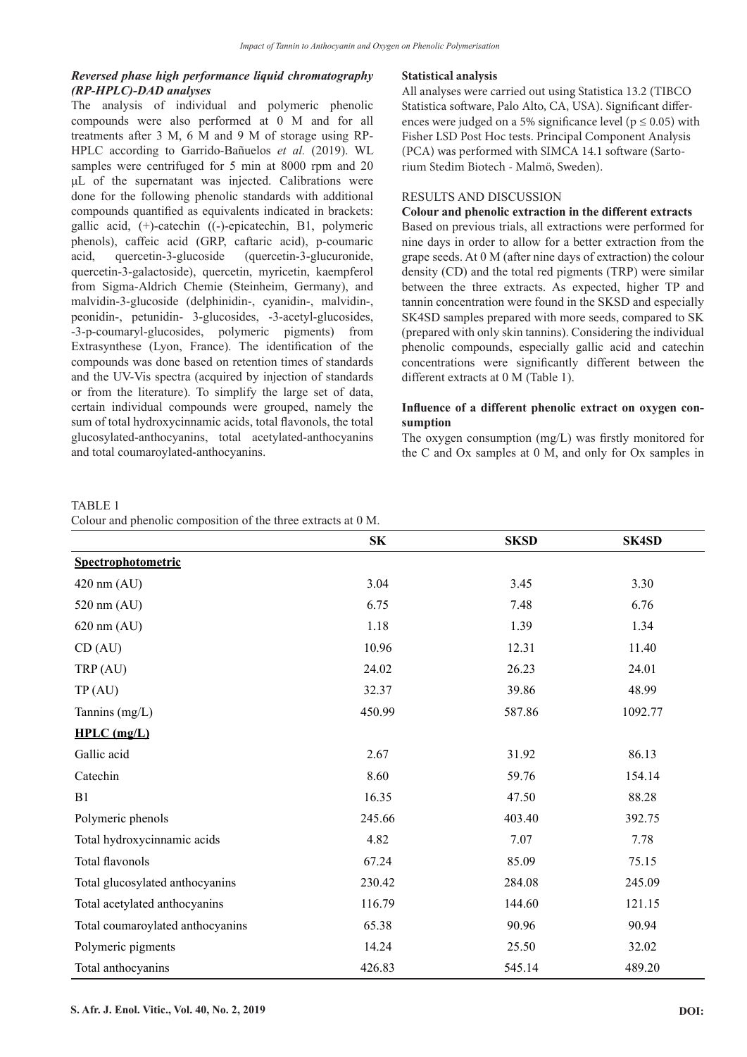### *Reversed phase high performance liquid chromatography (RP-HPLC)-DAD analyses*

The analysis of individual and polymeric phenolic compounds were also performed at 0 M and for all treatments after 3 M, 6 M and 9 M of storage using RP-HPLC according to Garrido-Bañuelos *et al.* (2019). WL samples were centrifuged for 5 min at 8000 rpm and 20 µL of the supernatant was injected. Calibrations were done for the following phenolic standards with additional compounds quantified as equivalents indicated in brackets: gallic acid, (+)-catechin ((-)-epicatechin, B1, polymeric phenols), caffeic acid (GRP, caftaric acid), p-coumaric acid, quercetin-3-glucoside (quercetin-3-glucuronide, quercetin-3-galactoside), quercetin, myricetin, kaempferol from Sigma-Aldrich Chemie (Steinheim, Germany), and malvidin-3-glucoside (delphinidin-, cyanidin-, malvidin-, peonidin-, petunidin- 3-glucosides, -3-acetyl-glucosides, -3-p-coumaryl-glucosides, polymeric pigments) from Extrasynthese (Lyon, France). The identification of the compounds was done based on retention times of standards and the UV-Vis spectra (acquired by injection of standards or from the literature). To simplify the large set of data, certain individual compounds were grouped, namely the sum of total hydroxycinnamic acids, total flavonols, the total glucosylated-anthocyanins, total acetylated-anthocyanins and total coumaroylated-anthocyanins.

**Statistical analysis**

All analyses were carried out using Statistica 13.2 (TIBCO Statistica software, Palo Alto, CA, USA). Significant differences were judged on a 5% significance level ($p \leq 0.05$) with Fisher LSD Post Hoc tests. Principal Component Analysis (PCA) was performed with SIMCA 14.1 software (Sartorium Stedim Biotech - Malmö, Sweden).

## RESULTS AND DISCUSSION

**Colour and phenolic extraction in the different extracts**

Based on previous trials, all extractions were performed for nine days in order to allow for a better extraction from the grape seeds. At 0 M (after nine days of extraction) the colour density (CD) and the total red pigments (TRP) were similar between the three extracts. As expected, higher TP and tannin concentration were found in the SKSD and especially SK4SD samples prepared with more seeds, compared to SK (prepared with only skin tannins). Considering the individual phenolic compounds, especially gallic acid and catechin concentrations were significantly different between the different extracts at 0 M (Table 1).

**Influence of a different phenolic extract on oxygen consumption**

The oxygen consumption (mg/L) was firstly monitored for the C and Ox samples at 0 M, and only for Ox samples in

TABLE 1
Colour and phenolic composition of the three extracts at 0 M.

| | SK | SKSD | SK4SD |
|---|---|---|---|
| **Spectrophotometric** | | | |
| 420 nm (AU) | 3.04 | 3.45 | 3.30 |
| 520 nm (AU) | 6.75 | 7.48 | 6.76 |
| 620 nm (AU) | 1.18 | 1.39 | 1.34 |
| CD (AU) | 10.96 | 12.31 | 11.40 |
| TRP (AU) | 24.02 | 26.23 | 24.01 |
| TP (AU) | 32.37 | 39.86 | 48.99 |
| Tannins (mg/L) | 450.99 | 587.86 | 1092.77 |
| **HPLC (mg/L)** | | | |
| Gallic acid | 2.67 | 31.92 | 86.13 |
| Catechin | 8.60 | 59.76 | 154.14 |
| B1 | 16.35 | 47.50 | 88.28 |
| Polymeric phenols | 245.66 | 403.40 | 392.75 |
| Total hydroxycinnamic acids | 4.82 | 7.07 | 7.78 |
| Total flavonols | 67.24 | 85.09 | 75.15 |
| Total glucosylated anthocyanins | 230.42 | 284.08 | 245.09 |
| Total acetylated anthocyanins | 116.79 | 144.60 | 121.15 |
| Total coumaroylated anthocyanins | 65.38 | 90.96 | 90.94 |
| Polymeric pigments | 14.24 | 25.50 | 32.02 |
| Total anthocyanins | 426.83 | 545.14 | 489.20 |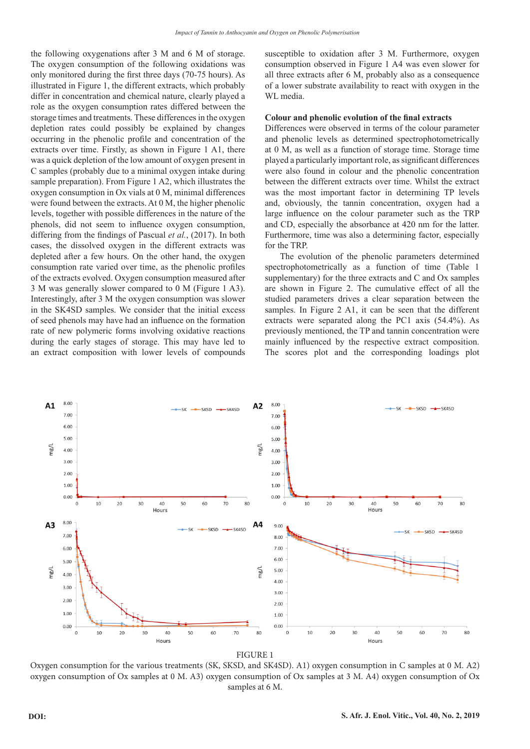the following oxygenations after 3 M and 6 M of storage. The oxygen consumption of the following oxidations was only monitored during the first three days (70-75 hours). As illustrated in Figure 1, the different extracts, which probably differ in concentration and chemical nature, clearly played a role as the oxygen consumption rates differed between the storage times and treatments. These differences in the oxygen depletion rates could possibly be explained by changes occurring in the phenolic profile and concentration of the extracts over time. Firstly, as shown in Figure 1 A1, there was a quick depletion of the low amount of oxygen present in C samples (probably due to a minimal oxygen intake during sample preparation). From Figure 1 A2, which illustrates the oxygen consumption in Ox vials at 0 M, minimal differences were found between the extracts. At 0 M, the higher phenolic levels, together with possible differences in the nature of the phenols, did not seem to influence oxygen consumption, differing from the findings of Pascual *et al.*, (2017). In both cases, the dissolved oxygen in the different extracts was depleted after a few hours. On the other hand, the oxygen consumption rate varied over time, as the phenolic profiles of the extracts evolved. Oxygen consumption measured after 3 M was generally slower compared to 0 M (Figure 1 A3). Interestingly, after 3 M the oxygen consumption was slower in the SK4SD samples. We consider that the initial excess of seed phenols may have had an influence on the formation rate of new polymeric forms involving oxidative reactions during the early stages of storage. This may have led to an extract composition with lower levels of compounds susceptible to oxidation after 3 M. Furthermore, oxygen consumption observed in Figure 1 A4 was even slower for all three extracts after 6 M, probably also as a consequence of a lower substrate availability to react with oxygen in the WL media.

**Colour and phenolic evolution of the final extracts**

Differences were observed in terms of the colour parameter and phenolic levels as determined spectrophotometrically at 0 M, as well as a function of storage time. Storage time played a particularly important role, as significant differences were also found in colour and the phenolic concentration between the different extracts over time. Whilst the extract was the most important factor in determining TP levels and, obviously, the tannin concentration, oxygen had a large influence on the colour parameter such as the TRP and CD, especially the absorbance at 420 nm for the latter. Furthermore, time was also a determining factor, especially for the TRP.

The evolution of the phenolic parameters determined spectrophotometrically as a function of time (Table 1 supplementary) for the three extracts and C and Ox samples are shown in Figure 2. The cumulative effect of all the studied parameters drives a clear separation between the samples. In Figure 2 A1, it can be seen that the different extracts were separated along the PC1 axis (54.4%). As previously mentioned, the TP and tannin concentration were mainly influenced by the respective extract composition. The scores plot and the corresponding loadings plot

FIGURE 1

Oxygen consumption for the various treatments (SK, SKSD, and SK4SD). A1) oxygen consumption in C samples at 0 M. A2) oxygen consumption of Ox samples at 0 M. A3) oxygen consumption of Ox samples at 3 M. A4) oxygen consumption of Ox samples at 6 M.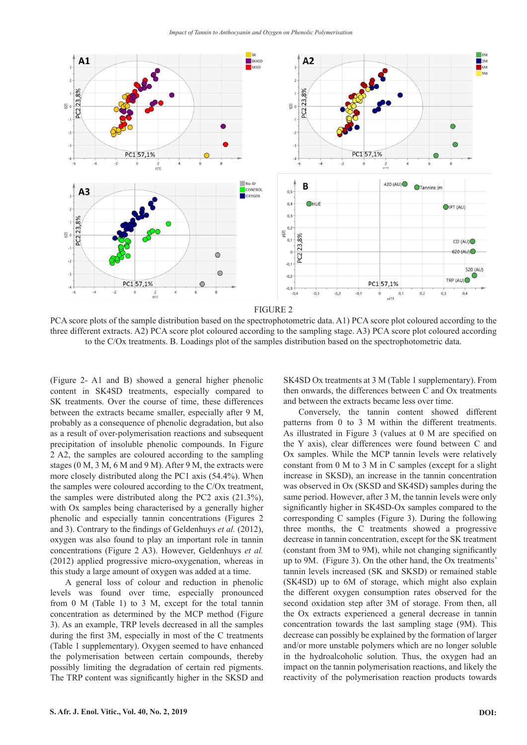FIGURE 2

PCA score plots of the sample distribution based on the spectrophotometric data. A1) PCA score plot coloured according to the three different extracts. A2) PCA score plot coloured according to the sampling stage. A3) PCA score plot coloured according to the C/Ox treatments. B. Loadings plot of the samples distribution based on the spectrophotometric data.

(Figure 2- A1 and B) showed a general higher phenolic content in SK4SD treatments, especially compared to SK treatments. Over the course of time, these differences between the extracts became smaller, especially after 9 M, probably as a consequence of phenolic degradation, but also as a result of over-polymerisation reactions and subsequent precipitation of insoluble phenolic compounds. In Figure 2 A2, the samples are coloured according to the sampling stages (0 M, 3 M, 6 M and 9 M). After 9 M, the extracts were more closely distributed along the PC1 axis (54.4%). When the samples were coloured according to the C/Ox treatment, the samples were distributed along the PC2 axis (21.3%), with Ox samples being characterised by a generally higher phenolic and especially tannin concentrations (Figures 2 and 3). Contrary to the findings of Geldenhuys *et al.* (2012), oxygen was also found to play an important role in tannin concentrations (Figure 2 A3). However, Geldenhuys *et al.* (2012) applied progressive micro-oxygenation, whereas in this study a large amount of oxygen was added at a time.

A general loss of colour and reduction in phenolic levels was found over time, especially pronounced from 0 M (Table 1) to 3 M, except for the total tannin concentration as determined by the MCP method (Figure 3). As an example, TRP levels decreased in all the samples during the first 3M, especially in most of the C treatments (Table 1 supplementary). Oxygen seemed to have enhanced the polymerisation between certain compounds, thereby possibly limiting the degradation of certain red pigments. The TRP content was significantly higher in the SKSD and SK4SD Ox treatments at 3 M (Table 1 supplementary). From then onwards, the differences between C and Ox treatments and between the extracts became less over time.

Conversely, the tannin content showed different patterns from 0 to 3 M within the different treatments. As illustrated in Figure 3 (values at 0 M are specified on the Y axis), clear differences were found between C and Ox samples. While the MCP tannin levels were relatively constant from 0 M to 3 M in C samples (except for a slight increase in SKSD), an increase in the tannin concentration was observed in Ox (SKSD and SK4SD) samples during the same period. However, after 3 M, the tannin levels were only significantly higher in SK4SD-Ox samples compared to the corresponding C samples (Figure 3). During the following three months, the C treatments showed a progressive decrease in tannin concentration, except for the SK treatment (constant from 3M to 9M), while not changing significantly up to 9M. (Figure 3). On the other hand, the Ox treatments' tannin levels increased (SK and SKSD) or remained stable (SK4SD) up to 6M of storage, which might also explain the different oxygen consumption rates observed for the second oxidation step after 3M of storage. From then, all the Ox extracts experienced a general decrease in tannin concentration towards the last sampling stage (9M). This decrease can possibly be explained by the formation of larger and/or more unstable polymers which are no longer soluble in the hydroalcoholic solution. Thus, the oxygen had an impact on the tannin polymerisation reactions, and likely the reactivity of the polymerisation reaction products towards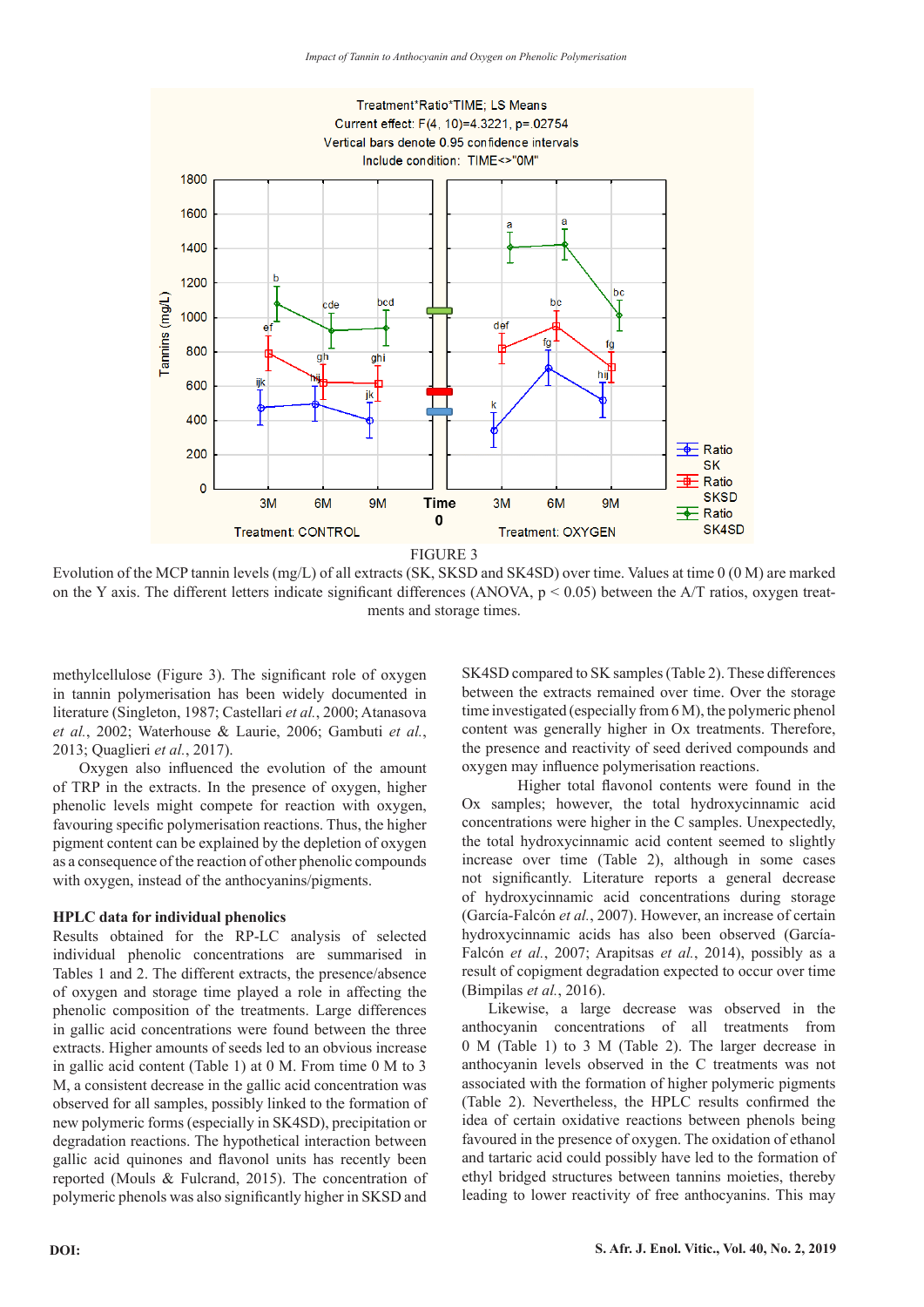FIGURE 3

Evolution of the MCP tannin levels (mg/L) of all extracts (SK, SKSD and SK4SD) over time. Values at time 0 (0 M) are marked on the Y axis. The different letters indicate significant differences (ANOVA, $p < 0.05$) between the A/T ratios, oxygen treatments and storage times.

methylcellulose (Figure 3). The significant role of oxygen in tannin polymerisation has been widely documented in literature (Singleton, 1987; Castellari *et al.*, 2000; Atanasova *et al.*, 2002; Waterhouse & Laurie, 2006; Gambuti *et al.*, 2013; Quaglieri *et al.*, 2017).

Oxygen also influenced the evolution of the amount of TRP in the extracts. In the presence of oxygen, higher phenolic levels might compete for reaction with oxygen, favouring specific polymerisation reactions. Thus, the higher pigment content can be explained by the depletion of oxygen as a consequence of the reaction of other phenolic compounds with oxygen, instead of the anthocyanins/pigments.

### HPLC data for individual phenolics

Results obtained for the RP-LC analysis of selected individual phenolic concentrations are summarised in Tables 1 and 2. The different extracts, the presence/absence of oxygen and storage time played a role in affecting the phenolic composition of the treatments. Large differences in gallic acid concentrations were found between the three extracts. Higher amounts of seeds led to an obvious increase in gallic acid content (Table 1) at 0 M. From time 0 M to 3 M, a consistent decrease in the gallic acid concentration was observed for all samples, possibly linked to the formation of new polymeric forms (especially in SK4SD), precipitation or degradation reactions. The hypothetical interaction between gallic acid quinones and flavonol units has recently been reported (Mouls & Fulcrand, 2015). The concentration of polymeric phenols was also significantly higher in SKSD and SK4SD compared to SK samples (Table 2). These differences between the extracts remained over time. Over the storage time investigated (especially from 6 M), the polymeric phenol content was generally higher in Ox treatments. Therefore, the presence and reactivity of seed derived compounds and oxygen may influence polymerisation reactions.

Higher total flavonol contents were found in the Ox samples; however, the total hydroxycinnamic acid concentrations were higher in the C samples. Unexpectedly, the total hydroxycinnamic acid content seemed to slightly increase over time (Table 2), although in some cases not significantly. Literature reports a general decrease of hydroxycinnamic acid concentrations during storage (García-Falcón *et al.*, 2007). However, an increase of certain hydroxycinnamic acids has also been observed (García-Falcón *et al.*, 2007; Arapitsas *et al.*, 2014), possibly as a result of copigment degradation expected to occur over time (Bimpilas *et al.*, 2016).

Likewise, a large decrease was observed in the anthocyanin concentrations of all treatments from 0 M (Table 1) to 3 M (Table 2). The larger decrease in anthocyanin levels observed in the C treatments was not associated with the formation of higher polymeric pigments (Table 2). Nevertheless, the HPLC results confirmed the idea of certain oxidative reactions between phenols being favoured in the presence of oxygen. The oxidation of ethanol and tartaric acid could possibly have led to the formation of ethyl bridged structures between tannins moieties, thereby leading to lower reactivity of free anthocyanins. This may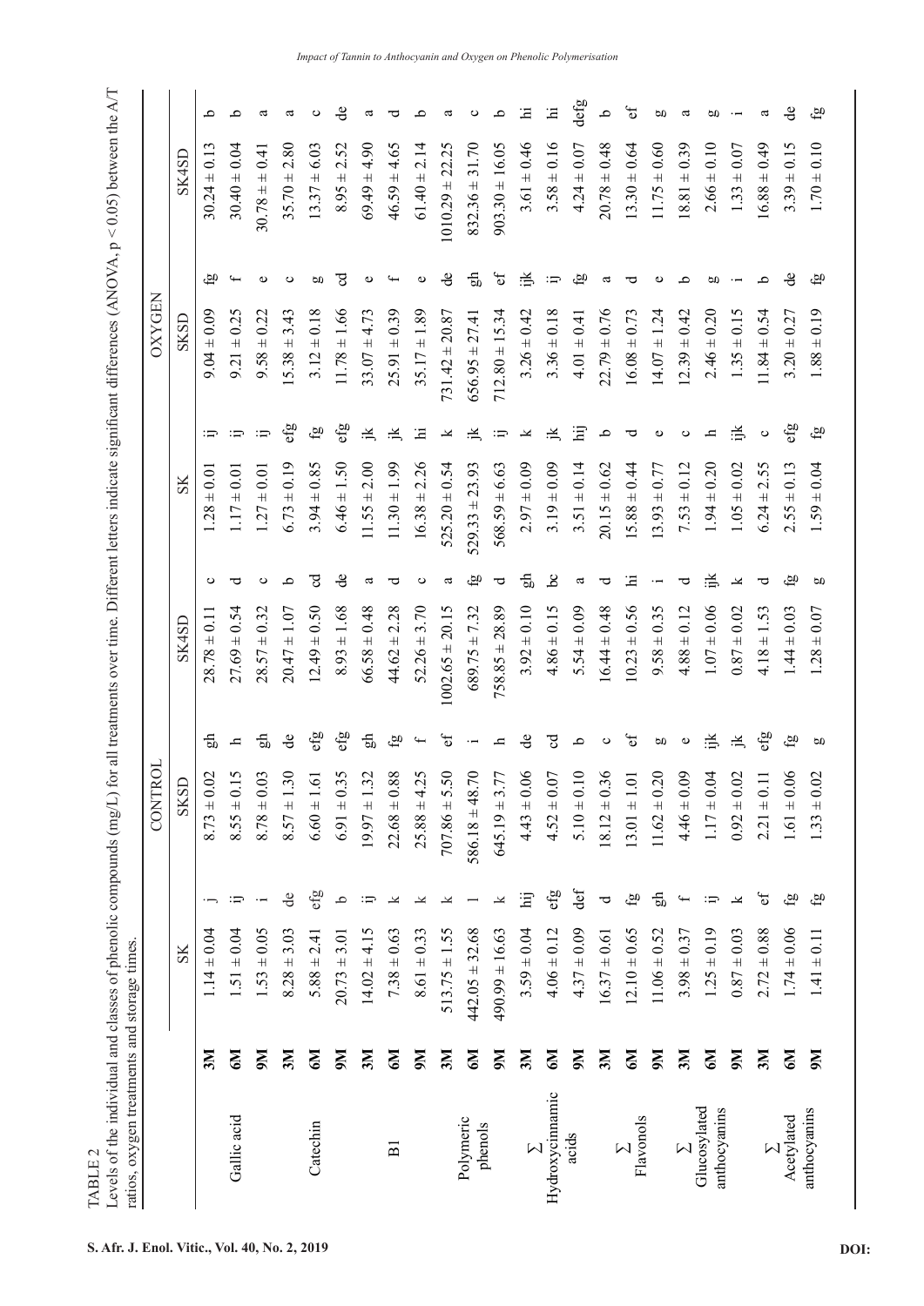TABLE 2

Levels of the individual and classes of phenolic compounds (mg/L) for all treatments over time. Different letters indicate significant differences (ANOVA, $p < 0.05$) between the A/T ratios, oxygen treatments and storage times.

| | | CONTROL | | | | | | OXYGEN | | | | | |
|---|---|---|---|---|---|---|---|---|---|---|---|---|---|
| | | SK | | SKSD | | SK4SD | | SK | | SKSD | | SK4SD | |
| Gallic acid | 3M | 1.14 ± 0.04 | j | 8.73 ± 0.02 | gh | 28.78 ± 0.11 | c | 1.28 ± 0.01 | ij | 9.04 ± 0.09 | fg | 30.24 ± 0.13 | b |
| | 6M | 1.51 ± 0.04 | ij | 8.55 ± 0.15 | h | 27.69 ± 0.54 | d | 1.17 ± 0.01 | ij | 9.21 ± 0.25 | f | 30.40 ± 0.04 | b |
| | 9M | 1.53 ± 0.05 | i | 8.78 ± 0.03 | gh | 28.57 ± 0.32 | c | 1.27 ± 0.01 | ij | 9.58 ± 0.22 | e | 30.78 ± 0.41 | a |
| Catechin | 3M | 8.28 ± 3.03 | de | 8.57 ± 1.30 | de | 20.47 ± 1.07 | b | 6.73 ± 0.19 | efg | 15.38 ± 3.43 | c | 35.70 ± 2.80 | a |
| | 6M | 5.88 ± 2.41 | efg | 6.60 ± 1.61 | efg | 12.49 ± 0.50 | cd | 3.94 ± 0.85 | fg | 3.12 ± 0.18 | g | 13.37 ± 6.03 | c |
| | 9M | 20.73 ± 3.01 | b | 6.91 ± 0.35 | efg | 8.93 ± 1.68 | de | 6.46 ± 1.50 | efg | 11.78 ± 1.66 | cd | 8.95 ± 2.52 | de |
| B1 | 3M | 14.02 ± 4.15 | ij | 19.97 ± 1.32 | gh | 66.58 ± 0.48 | a | 11.55 ± 2.00 | jk | 33.07 ± 4.73 | e | 69.49 ± 4.90 | a |
| | 6M | 7.38 ± 0.63 | k | 22.68 ± 0.88 | fg | 44.62 ± 2.28 | d | 11.30 ± 1.99 | jk | 25.91 ± 0.39 | f | 46.59 ± 4.65 | d |
| | 9M | 8.61 ± 0.33 | k | 25.88 ± 4.25 | f | 52.26 ± 3.70 | c | 16.38 ± 2.26 | hi | 35.17 ± 1.89 | e | 61.40 ± 2.14 | b |
| Polymeric phenols | 3M | 513.75 ± 1.55 | k | 707.86 ± 5.50 | ef | 1002.65 ± 20.15 | a | 525.20 ± 0.54 | k | 731.42 ± 20.87 | de | 1010.29 ± 22.25 | a |
| | 6M | 442.05 ± 32.68 | l | 586.18 ± 48.70 | i | 689.75 ± 7.32 | fg | 529.33 ± 23.93 | jk | 656.95 ± 27.41 | gh | 832.36 ± 31.70 | c |
| | 9M | 490.99 ± 16.63 | k | 645.19 ± 3.77 | h | 758.85 ± 28.89 | d | 568.59 ± 6.63 | ij | 712.80 ± 15.34 | ef | 903.30 ± 16.05 | b |
| ∑ Hydroxycinnamic acids | 3M | 3.59 ± 0.04 | hij | 4.43 ± 0.06 | de | 3.92 ± 0.10 | gh | 2.97 ± 0.09 | k | 3.26 ± 0.42 | ijk | 3.61 ± 0.46 | hi |
| | 6M | 4.06 ± 0.12 | efg | 4.52 ± 0.07 | cd | 4.86 ± 0.15 | bc | 3.19 ± 0.09 | jk | 3.36 ± 0.18 | ij | 3.58 ± 0.16 | hi |
| | 9M | 4.37 ± 0.09 | def | 5.10 ± 0.10 | b | 5.54 ± 0.09 | a | 3.51 ± 0.14 | hij | 4.01 ± 0.41 | fg | 4.24 ± 0.07 | defg |
| ∑ Flavonols | 3M | 16.37 ± 0.61 | d | 18.12 ± 0.36 | c | 16.44 ± 0.48 | d | 20.15 ± 0.62 | b | 22.79 ± 0.76 | a | 20.78 ± 0.48 | b |
| | 6M | 12.10 ± 0.65 | fg | 13.01 ± 1.01 | ef | 10.23 ± 0.56 | hi | 15.88 ± 0.44 | d | 16.08 ± 0.73 | d | 13.30 ± 0.64 | ef |
| | 9M | 11.06 ± 0.52 | gh | 11.62 ± 0.20 | g | 9.58 ± 0.35 | i | 13.93 ± 0.77 | e | 14.07 ± 1.24 | e | 11.75 ± 0.60 | g |
| ∑ Glucosylated anthocyanins | 3M | 3.98 ± 0.37 | f | 4.46 ± 0.09 | e | 4.88 ± 0.12 | d | 7.53 ± 0.12 | c | 12.39 ± 0.42 | b | 18.81 ± 0.39 | a |
| | 6M | 1.25 ± 0.19 | ij | 1.17 ± 0.04 | ijk | 1.07 ± 0.06 | ijk | 1.94 ± 0.20 | h | 2.46 ± 0.20 | g | 2.66 ± 0.10 | g |
| | 9M | 0.87 ± 0.03 | k | 0.92 ± 0.02 | jk | 0.87 ± 0.02 | k | 1.05 ± 0.02 | ijk | 1.35 ± 0.15 | i | 1.33 ± 0.07 | i |
| ∑ Acetylated anthocyanins | 3M | 2.72 ± 0.88 | ef | 2.21 ± 0.11 | efg | 4.18 ± 1.53 | d | 6.24 ± 2.55 | c | 11.84 ± 0.54 | b | 16.88 ± 0.49 | a |
| | 6M | 1.74 ± 0.06 | fg | 1.61 ± 0.06 | fg | 1.44 ± 0.03 | fg | 2.55 ± 0.13 | efg | 3.20 ± 0.27 | de | 3.39 ± 0.15 | de |
| | 9M | 1.41 ± 0.11 | fg | 1.33 ± 0.02 | g | 1.28 ± 0.07 | g | 1.59 ± 0.04 | fg | 1.88 ± 0.19 | fg | 1.70 ± 0.10 | fg |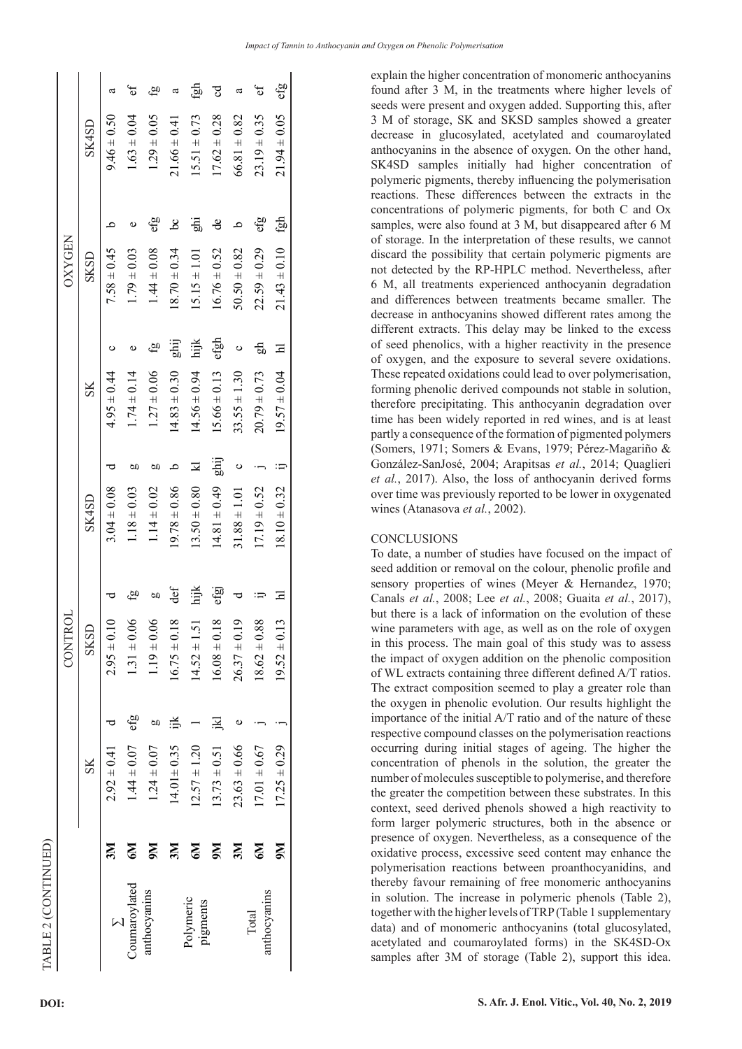TABLE 2 (CONTINUED)

| | | CONTROL | | | | | | OXYGEN | | | | | |
|---|---|---|---|---|---|---|---|---|---|---|---|---|---|
| | | SK | | SKSD | | SK4SD | | SK | | SKSD | | SK4SD | |
| ∑ Coumaroylated anthocyanins | 3M | 2.92 ± 0.41 | d | 2.95 ± 0.10 | d | 3.04 ± 0.08 | d | 4.95 ± 0.44 | c | 7.58 ± 0.45 | b | 9.46 ± 0.50 | a |
| | 6M | 1.44 ± 0.07 | efg | 1.31 ± 0.06 | fg | 1.18 ± 0.03 | g | 1.74 ± 0.14 | e | 1.79 ± 0.03 | e | 1.63 ± 0.04 | ef |
| | 9M | 1.24 ± 0.07 | g | 1.19 ± 0.06 | g | 1.14 ± 0.02 | g | 1.27 ± 0.06 | fg | 1.44 ± 0.08 | efg | 1.29 ± 0.05 | fg |
| Polymeric pigments | 3M | 14.01± 0.35 | ijk | 16.75 ± 0.18 | def | 19.78 ± 0.86 | b | 14.83 ± 0.30 | ghij | 18.70 ± 0.34 | bc | 21.66 ± 0.41 | a |
| | 6M | 12.57 ± 1.20 | l | 14.52 ± 1.51 | hijk | 13.50 ± 0.80 | kl | 14.56 ± 0.94 | hijk | 15.15 ± 1.01 | ghi | 15.51 ± 0.73 | fgh |
| | 9M | 13.73 ± 0.51 | jkl | 16.08 ± 0.18 | efgj | 14.81 ± 0.49 | ghij | 15.66 ± 0.13 | efgh | 16.76 ± 0.52 | de | 17.62 ± 0.28 | cd |
| Total anthocyanins | 3M | 23.63 ± 0.66 | e | 26.37 ± 0.19 | d | 31.88 ± 1.01 | c | 33.55 ± 1.30 | c | 50.50 ± 0.82 | b | 66.81 ± 0.82 | a |
| | 6M | 17.01 ± 0.67 | j | 18.62 ± 0.88 | ij | 17.19 ± 0.52 | j | 20.79 ± 0.73 | gh | 22.59 ± 0.29 | efg | 23.19 ± 0.35 | ef |
| | 9M | 17.25 ± 0.29 | j | 19.52 ± 0.13 | hl | 18.10 ± 0.32 | ij | 19.57 ± 0.04 | hl | 21.43 ± 0.10 | fgh | 21.94 ± 0.05 | efg |

explain the higher concentration of monomeric anthocyanins found after 3 M, in the treatments where higher levels of seeds were present and oxygen added. Supporting this, after 3 M of storage, SK and SKSD samples showed a greater decrease in glucosylated, acetylated and coumaroylated anthocyanins in the absence of oxygen. On the other hand, SK4SD samples initially had higher concentration of polymeric pigments, thereby influencing the polymerisation reactions. These differences between the extracts in the concentrations of polymeric pigments, for both C and Ox samples, were also found at 3 M, but disappeared after 6 M of storage. In the interpretation of these results, we cannot discard the possibility that certain polymeric pigments are not detected by the RP-HPLC method. Nevertheless, after 6 M, all treatments experienced anthocyanin degradation and differences between treatments became smaller. The decrease in anthocyanins showed different rates among the different extracts. This delay may be linked to the excess of seed phenolics, with a higher reactivity in the presence of oxygen, and the exposure to several severe oxidations. These repeated oxidations could lead to over polymerisation, forming phenolic derived compounds not stable in solution, therefore precipitating. This anthocyanin degradation over time has been widely reported in red wines, and is at least partly a consequence of the formation of pigmented polymers (Somers, 1971; Somers & Evans, 1979; Pérez-Magariño & González-SanJosé, 2004; Arapitsas *et al.*, 2014; Quaglieri *et al.*, 2017). Also, the loss of anthocyanin derived forms over time was previously reported to be lower in oxygenated wines (Atanasova *et al.*, 2002).

## CONCLUSIONS

To date, a number of studies have focused on the impact of seed addition or removal on the colour, phenolic profile and sensory properties of wines (Meyer & Hernandez, 1970; Canals *et al.*, 2008; Lee *et al.*, 2008; Guaita *et al.*, 2017), but there is a lack of information on the evolution of these wine parameters with age, as well as on the role of oxygen in this process. The main goal of this study was to assess the impact of oxygen addition on the phenolic composition of WL extracts containing three different defined A/T ratios. The extract composition seemed to play a greater role than the oxygen in phenolic evolution. Our results highlight the importance of the initial A/T ratio and of the nature of these respective compound classes on the polymerisation reactions occurring during initial stages of ageing. The higher the concentration of phenols in the solution, the greater the number of molecules susceptible to polymerise, and therefore the greater the competition between these substrates. In this context, seed derived phenols showed a high reactivity to form larger polymeric structures, both in the absence or presence of oxygen. Nevertheless, as a consequence of the oxidative process, excessive seed content may enhance the polymerisation reactions between proanthocyanidins, and thereby favour remaining of free monomeric anthocyanins in solution. The increase in polymeric phenols (Table 2), together with the higher levels of TRP (Table 1 supplementary data) and of monomeric anthocyanins (total glucosylated, acetylated and coumaroylated forms) in the SK4SD-Ox samples after 3M of storage (Table 2), support this idea.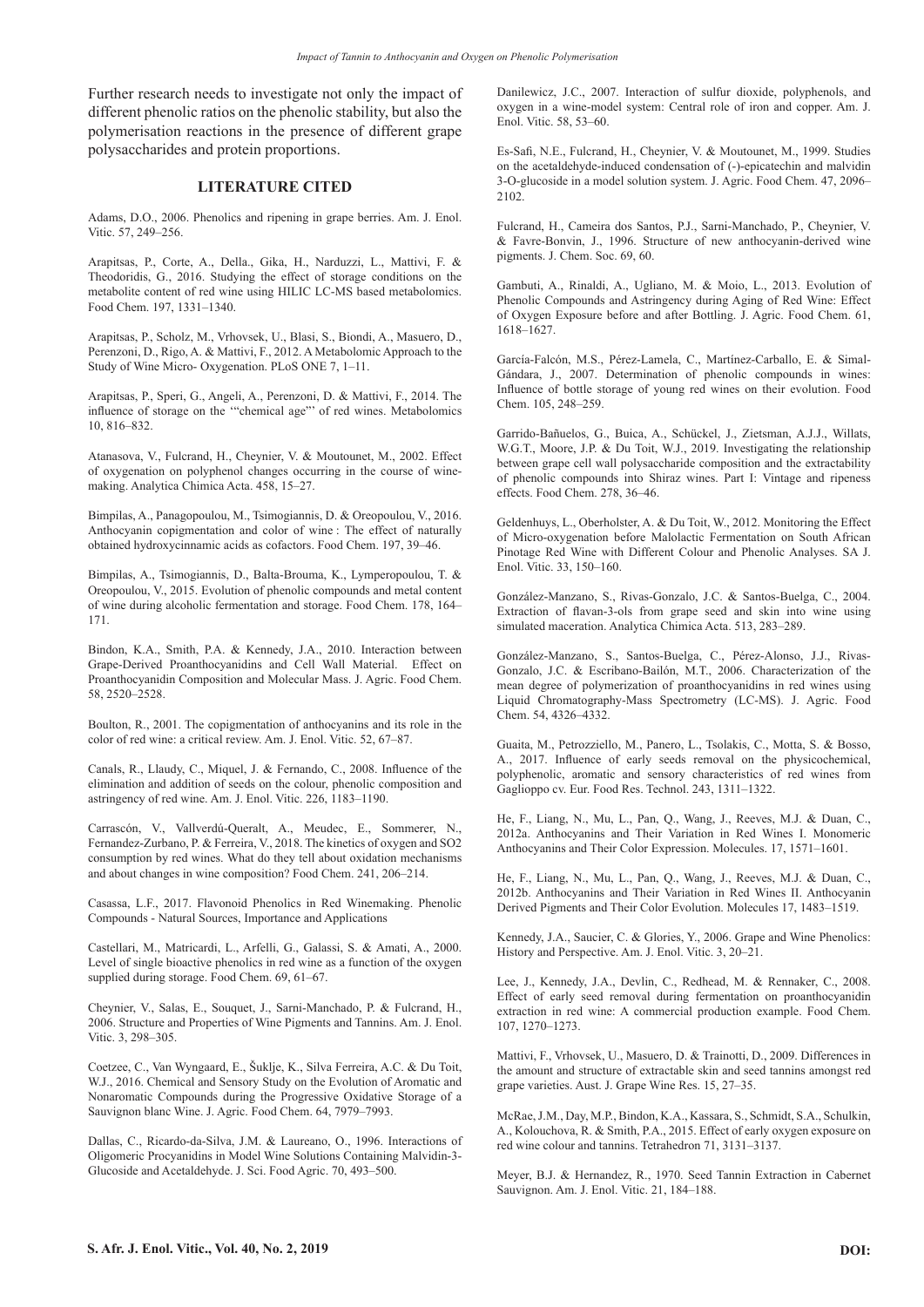Further research needs to investigate not only the impact of different phenolic ratios on the phenolic stability, but also the polymerisation reactions in the presence of different grape polysaccharides and protein proportions.

## LITERATURE CITED

Adams, D.O., 2006. Phenolics and ripening in grape berries. Am. J. Enol. Vitic. 57, 249–256.

Arapitsas, P., Corte, A., Della., Gika, H., Narduzzi, L., Mattivi, F. & Theodoridis, G., 2016. Studying the effect of storage conditions on the metabolite content of red wine using HILIC LC-MS based metabolomics. Food Chem. 197, 1331–1340.

Arapitsas, P., Scholz, M., Vrhovsek, U., Blasi, S., Biondi, A., Masuero, D., Perenzoni, D., Rigo, A. & Mattivi, F., 2012. A Metabolomic Approach to the Study of Wine Micro- Oxygenation. PLoS ONE 7, 1–11.

Arapitsas, P., Speri, G., Angeli, A., Perenzoni, D. & Mattivi, F., 2014. The influence of storage on the '"chemical age"' of red wines. Metabolomics 10, 816–832.

Atanasova, V., Fulcrand, H., Cheynier, V. & Moutounet, M., 2002. Effect of oxygenation on polyphenol changes occurring in the course of wine-making. Analytica Chimica Acta. 458, 15–27.

Bimpilas, A., Panagopoulou, M., Tsimogiannis, D. & Oreopoulou, V., 2016. Anthocyanin copigmentation and color of wine : The effect of naturally obtained hydroxycinnamic acids as cofactors. Food Chem. 197, 39–46.

Bimpilas, A., Tsimogiannis, D., Balta-Brouma, K., Lymperopoulou, T. & Oreopoulou, V., 2015. Evolution of phenolic compounds and metal content of wine during alcoholic fermentation and storage. Food Chem. 178, 164–171.

Bindon, K.A., Smith, P.A. & Kennedy, J.A., 2010. Interaction between Grape-Derived Proanthocyanidins and Cell Wall Material. Effect on Proanthocyanidin Composition and Molecular Mass. J. Agric. Food Chem. 58, 2520–2528.

Boulton, R., 2001. The copigmentation of anthocyanins and its role in the color of red wine: a critical review. Am. J. Enol. Vitic. 52, 67–87.

Canals, R., Llaudy, C., Miquel, J. & Fernando, C., 2008. Influence of the elimination and addition of seeds on the colour, phenolic composition and astringency of red wine. Am. J. Enol. Vitic. 226, 1183–1190.

Carrascón, V., Vallverdú-Queralt, A., Meudec, E., Sommerer, N., Fernandez-Zurbano, P. & Ferreira, V., 2018. The kinetics of oxygen and SO2 consumption by red wines. What do they tell about oxidation mechanisms and about changes in wine composition? Food Chem. 241, 206–214.

Casassa, L.F., 2017. Flavonoid Phenolics in Red Winemaking. Phenolic Compounds - Natural Sources, Importance and Applications

Castellari, M., Matricardi, L., Arfelli, G., Galassi, S. & Amati, A., 2000. Level of single bioactive phenolics in red wine as a function of the oxygen supplied during storage. Food Chem. 69, 61–67.

Cheynier, V., Salas, E., Souquet, J., Sarni-Manchado, P. & Fulcrand, H., 2006. Structure and Properties of Wine Pigments and Tannins. Am. J. Enol. Vitic. 3, 298–305.

Coetzee, C., Van Wyngaard, E., Šuklje, K., Silva Ferreira, A.C. & Du Toit, W.J., 2016. Chemical and Sensory Study on the Evolution of Aromatic and Nonaromatic Compounds during the Progressive Oxidative Storage of a Sauvignon blanc Wine. J. Agric. Food Chem. 64, 7979–7993.

Dallas, C., Ricardo-da-Silva, J.M. & Laureano, O., 1996. Interactions of Oligomeric Procyanidins in Model Wine Solutions Containing Malvidin-3-Glucoside and Acetaldehyde. J. Sci. Food Agric. 70, 493–500.

Danilewicz, J.C., 2007. Interaction of sulfur dioxide, polyphenols, and oxygen in a wine-model system: Central role of iron and copper. Am. J. Enol. Vitic. 58, 53–60.

Es-Safi, N.E., Fulcrand, H., Cheynier, V. & Moutounet, M., 1999. Studies on the acetaldehyde-induced condensation of (-)-epicatechin and malvidin 3-O-glucoside in a model solution system. J. Agric. Food Chem. 47, 2096–2102.

Fulcrand, H., Cameira dos Santos, P.J., Sarni-Manchado, P., Cheynier, V. & Favre-Bonvin, J., 1996. Structure of new anthocyanin-derived wine pigments. J. Chem. Soc. 69, 60.

Gambuti, A., Rinaldi, A., Ugliano, M. & Moio, L., 2013. Evolution of Phenolic Compounds and Astringency during Aging of Red Wine: Effect of Oxygen Exposure before and after Bottling. J. Agric. Food Chem. 61, 1618–1627.

García-Falcón, M.S., Pérez-Lamela, C., Martínez-Carballo, E. & Simal-Gándara, J., 2007. Determination of phenolic compounds in wines: Influence of bottle storage of young red wines on their evolution. Food Chem. 105, 248–259.

Garrido-Bañuelos, G., Buica, A., Schückel, J., Zietsman, A.J.J., Willats, W.G.T., Moore, J.P. & Du Toit, W.J., 2019. Investigating the relationship between grape cell wall polysaccharide composition and the extractability of phenolic compounds into Shiraz wines. Part I: Vintage and ripeness effects. Food Chem. 278, 36–46.

Geldenhuys, L., Oberholster, A. & Du Toit, W., 2012. Monitoring the Effect of Micro-oxygenation before Malolactic Fermentation on South African Pinotage Red Wine with Different Colour and Phenolic Analyses. SA J. Enol. Vitic. 33, 150–160.

González-Manzano, S., Rivas-Gonzalo, J.C. & Santos-Buelga, C., 2004. Extraction of flavan-3-ols from grape seed and skin into wine using simulated maceration. Analytica Chimica Acta. 513, 283–289.

González-Manzano, S., Santos-Buelga, C., Pérez-Alonso, J.J., Rivas-Gonzalo, J.C. & Escribano-Bailón, M.T., 2006. Characterization of the mean degree of polymerization of proanthocyanidins in red wines using Liquid Chromatography-Mass Spectrometry (LC-MS). J. Agric. Food Chem. 54, 4326–4332.

Guaita, M., Petrozziello, M., Panero, L., Tsolakis, C., Motta, S. & Bosso, A., 2017. Influence of early seeds removal on the physicochemical, polyphenolic, aromatic and sensory characteristics of red wines from Gaglioppo cv. Eur. Food Res. Technol. 243, 1311–1322.

He, F., Liang, N., Mu, L., Pan, Q., Wang, J., Reeves, M.J. & Duan, C., 2012a. Anthocyanins and Their Variation in Red Wines I. Monomeric Anthocyanins and Their Color Expression. Molecules. 17, 1571–1601.

He, F., Liang, N., Mu, L., Pan, Q., Wang, J., Reeves, M.J. & Duan, C., 2012b. Anthocyanins and Their Variation in Red Wines II. Anthocyanin Derived Pigments and Their Color Evolution. Molecules 17, 1483–1519.

Kennedy, J.A., Saucier, C. & Glories, Y., 2006. Grape and Wine Phenolics: History and Perspective. Am. J. Enol. Vitic. 3, 20–21.

Lee, J., Kennedy, J.A., Devlin, C., Redhead, M. & Rennaker, C., 2008. Effect of early seed removal during fermentation on proanthocyanidin extraction in red wine: A commercial production example. Food Chem. 107, 1270–1273.

Mattivi, F., Vrhovsek, U., Masuero, D. & Trainotti, D., 2009. Differences in the amount and structure of extractable skin and seed tannins amongst red grape varieties. Aust. J. Grape Wine Res. 15, 27–35.

McRae, J.M., Day, M.P., Bindon, K.A., Kassara, S., Schmidt, S.A., Schulkin, A., Kolouchova, R. & Smith, P.A., 2015. Effect of early oxygen exposure on red wine colour and tannins. Tetrahedron 71, 3131–3137.

Meyer, B.J. & Hernandez, R., 1970. Seed Tannin Extraction in Cabernet Sauvignon. Am. J. Enol. Vitic. 21, 184–188.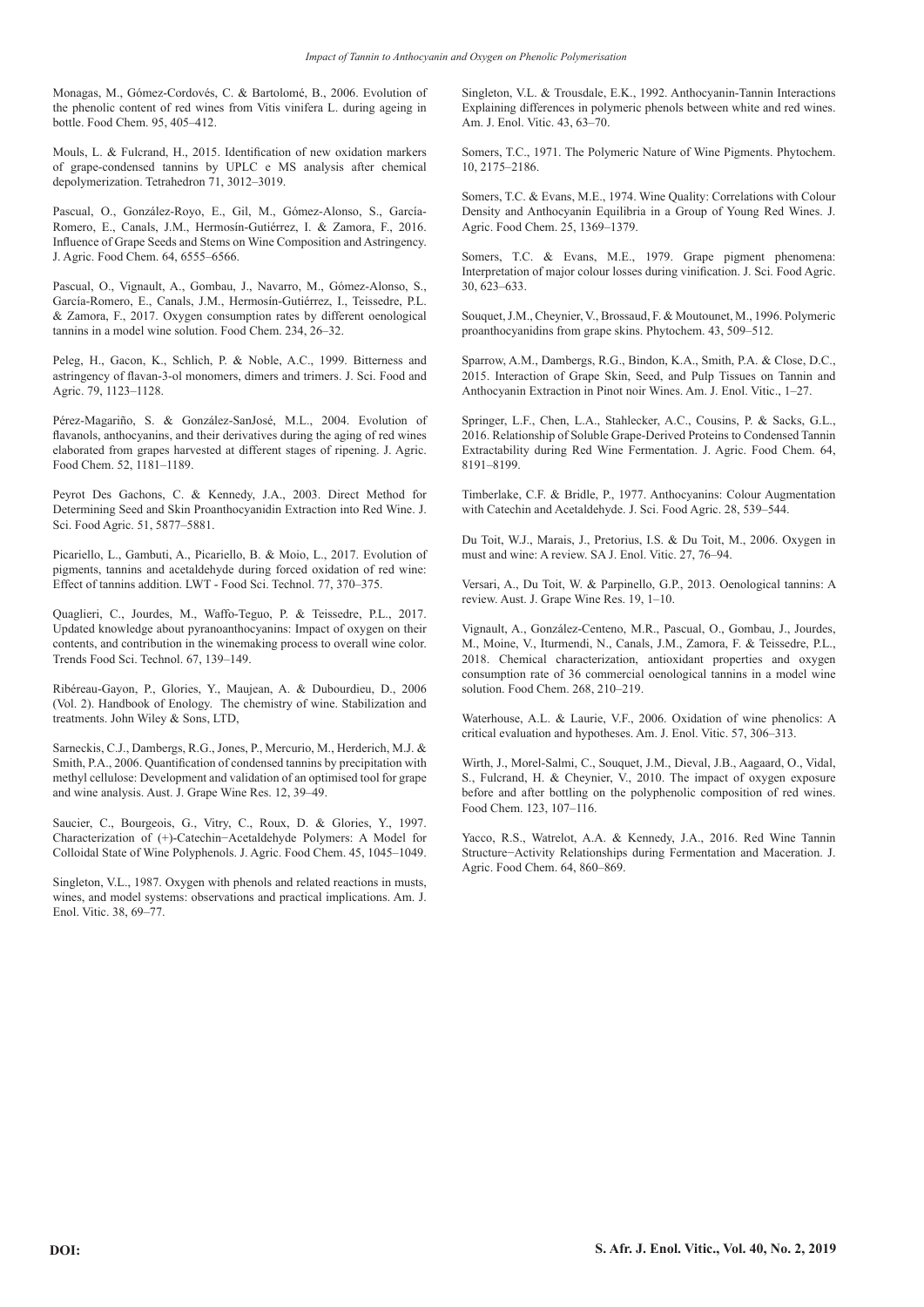Monagas, M., Gómez-Cordovés, C. & Bartolomé, B., 2006. Evolution of the phenolic content of red wines from Vitis vinifera L. during ageing in bottle. Food Chem. 95, 405–412.

Mouls, L. & Fulcrand, H., 2015. Identification of new oxidation markers of grape-condensed tannins by UPLC e MS analysis after chemical depolymerization. Tetrahedron 71, 3012–3019.

Pascual, O., González-Royo, E., Gil, M., Gómez-Alonso, S., García-Romero, E., Canals, J.M., Hermosín-Gutiérrez, I. & Zamora, F., 2016. Influence of Grape Seeds and Stems on Wine Composition and Astringency. J. Agric. Food Chem. 64, 6555–6566.

Pascual, O., Vignault, A., Gombau, J., Navarro, M., Gómez-Alonso, S., García-Romero, E., Canals, J.M., Hermosín-Gutiérrez, I., Teissedre, P.L. & Zamora, F., 2017. Oxygen consumption rates by different oenological tannins in a model wine solution. Food Chem. 234, 26–32.

Peleg, H., Gacon, K., Schlich, P. & Noble, A.C., 1999. Bitterness and astringency of flavan-3-ol monomers, dimers and trimers. J. Sci. Food and Agric. 79, 1123–1128.

Pérez-Magariño, S. & González-SanJosé, M.L., 2004. Evolution of flavanols, anthocyanins, and their derivatives during the aging of red wines elaborated from grapes harvested at different stages of ripening. J. Agric. Food Chem. 52, 1181–1189.

Peyrot Des Gachons, C. & Kennedy, J.A., 2003. Direct Method for Determining Seed and Skin Proanthocyanidin Extraction into Red Wine. J. Sci. Food Agric. 51, 5877–5881.

Picariello, L., Gambuti, A., Picariello, B. & Moio, L., 2017. Evolution of pigments, tannins and acetaldehyde during forced oxidation of red wine: Effect of tannins addition. LWT - Food Sci. Technol. 77, 370–375.

Quaglieri, C., Jourdes, M., Waffo-Teguo, P. & Teissedre, P.L., 2017. Updated knowledge about pyranoanthocyanins: Impact of oxygen on their contents, and contribution in the winemaking process to overall wine color. Trends Food Sci. Technol. 67, 139–149.

Ribéreau-Gayon, P., Glories, Y., Maujean, A. & Dubourdieu, D., 2006 (Vol. 2). Handbook of Enology. The chemistry of wine. Stabilization and treatments. John Wiley & Sons, LTD,

Sarneckis, C.J., Dambergs, R.G., Jones, P., Mercurio, M., Herderich, M.J. & Smith, P.A., 2006. Quantification of condensed tannins by precipitation with methyl cellulose: Development and validation of an optimised tool for grape and wine analysis. Aust. J. Grape Wine Res. 12, 39–49.

Saucier, C., Bourgeois, G., Vitry, C., Roux, D. & Glories, Y., 1997. Characterization of (+)-Catechin−Acetaldehyde Polymers: A Model for Colloidal State of Wine Polyphenols. J. Agric. Food Chem. 45, 1045–1049.

Singleton, V.L., 1987. Oxygen with phenols and related reactions in musts, wines, and model systems: observations and practical implications. Am. J. Enol. Vitic. 38, 69–77.

Singleton, V.L. & Trousdale, E.K., 1992. Anthocyanin-Tannin Interactions Explaining differences in polymeric phenols between white and red wines. Am. J. Enol. Vitic. 43, 63–70.

Somers, T.C., 1971. The Polymeric Nature of Wine Pigments. Phytochem. 10, 2175–2186.

Somers, T.C. & Evans, M.E., 1974. Wine Quality: Correlations with Colour Density and Anthocyanin Equilibria in a Group of Young Red Wines. J. Agric. Food Chem. 25, 1369–1379.

Somers, T.C. & Evans, M.E., 1979. Grape pigment phenomena: Interpretation of major colour losses during vinification. J. Sci. Food Agric. 30, 623–633.

Souquet, J.M., Cheynier, V., Brossaud, F. & Moutounet, M., 1996. Polymeric proanthocyanidins from grape skins. Phytochem. 43, 509–512.

Sparrow, A.M., Dambergs, R.G., Bindon, K.A., Smith, P.A. & Close, D.C., 2015. Interaction of Grape Skin, Seed, and Pulp Tissues on Tannin and Anthocyanin Extraction in Pinot noir Wines. Am. J. Enol. Vitic., 1–27.

Springer, L.F., Chen, L.A., Stahlecker, A.C., Cousins, P. & Sacks, G.L., 2016. Relationship of Soluble Grape-Derived Proteins to Condensed Tannin Extractability during Red Wine Fermentation. J. Agric. Food Chem. 64, 8191–8199.

Timberlake, C.F. & Bridle, P., 1977. Anthocyanins: Colour Augmentation with Catechin and Acetaldehyde. J. Sci. Food Agric. 28, 539–544.

Du Toit, W.J., Marais, J., Pretorius, I.S. & Du Toit, M., 2006. Oxygen in must and wine: A review. SA J. Enol. Vitic. 27, 76–94.

Versari, A., Du Toit, W. & Parpinello, G.P., 2013. Oenological tannins: A review. Aust. J. Grape Wine Res. 19, 1–10.

Vignault, A., González-Centeno, M.R., Pascual, O., Gombau, J., Jourdes, M., Moine, V., Iturmendi, N., Canals, J.M., Zamora, F. & Teissedre, P.L., 2018. Chemical characterization, antioxidant properties and oxygen consumption rate of 36 commercial oenological tannins in a model wine solution. Food Chem. 268, 210–219.

Waterhouse, A.L. & Laurie, V.F., 2006. Oxidation of wine phenolics: A critical evaluation and hypotheses. Am. J. Enol. Vitic. 57, 306–313.

Wirth, J., Morel-Salmi, C., Souquet, J.M., Dieval, J.B., Aagaard, O., Vidal, S., Fulcrand, H. & Cheynier, V., 2010. The impact of oxygen exposure before and after bottling on the polyphenolic composition of red wines. Food Chem. 123, 107–116.

Yacco, R.S., Watrelot, A.A. & Kennedy, J.A., 2016. Red Wine Tannin Structure−Activity Relationships during Fermentation and Maceration. J. Agric. Food Chem. 64, 860–869.